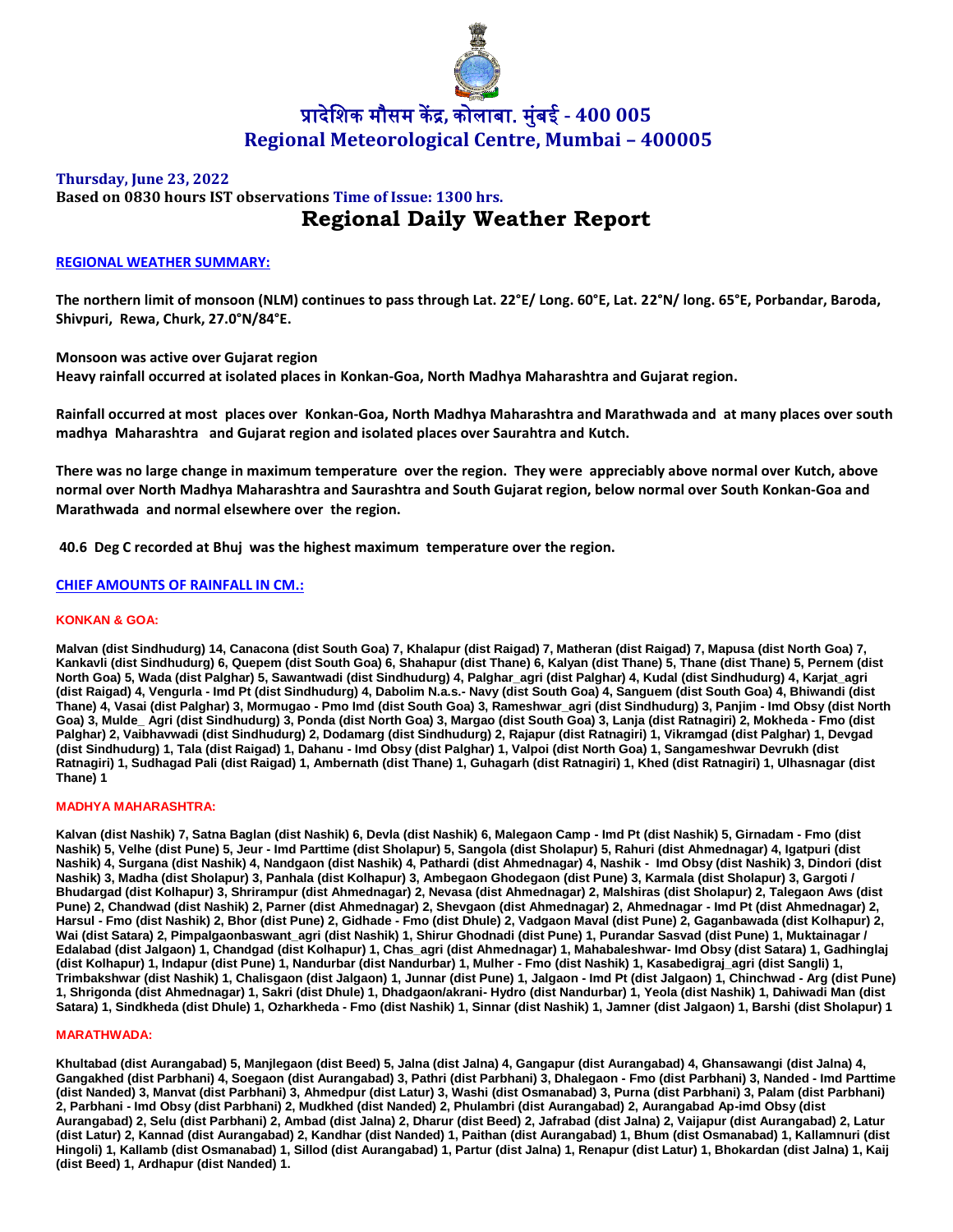# प्रादेशिक मौसम केंद्र, कोलाबा. मुंबई - 400 005
# Regional Meteorological Centre, Mumbai – 400005

**Thursday, June 23, 2022**

**Based on 0830 hours IST observations Time of Issue: 1300 hrs.**

## Regional Daily Weather Report

### REGIONAL WEATHER SUMMARY:

**The northern limit of monsoon (NLM) continues to pass through Lat. 22°E/ Long. 60°E, Lat. 22°N/ long. 65°E, Porbandar, Baroda, Shivpuri, Rewa, Churk, 27.0°N/84°E.**

**Monsoon was active over Gujarat region**
**Heavy rainfall occurred at isolated places in Konkan-Goa, North Madhya Maharashtra and Gujarat region.**

**Rainfall occurred at most places over Konkan-Goa, North Madhya Maharashtra and Marathwada and at many places over south madhya Maharashtra and Gujarat region and isolated places over Saurahtra and Kutch.**

**There was no large change in maximum temperature over the region. They were appreciably above normal over Kutch, above normal over North Madhya Maharashtra and Saurashtra and South Gujarat region, below normal over South Konkan-Goa and Marathwada and normal elsewhere over the region.**

**40.6 Deg C recorded at Bhuj was the highest maximum temperature over the region.**

### CHIEF AMOUNTS OF RAINFALL IN CM.:

#### KONKAN & GOA:

**Malvan (dist Sindhudurg) 14, Canacona (dist South Goa) 7, Khalapur (dist Raigad) 7, Matheran (dist Raigad) 7, Mapusa (dist North Goa) 7, Kankavli (dist Sindhudurg) 6, Quepem (dist South Goa) 6, Shahapur (dist Thane) 6, Kalyan (dist Thane) 5, Thane (dist Thane) 5, Pernem (dist North Goa) 5, Wada (dist Palghar) 5, Sawantwadi (dist Sindhudurg) 4, Palghar_agri (dist Palghar) 4, Kudal (dist Sindhudurg) 4, Karjat_agri (dist Raigad) 4, Vengurla - Imd Pt (dist Sindhudurg) 4, Dabolim N.a.s.- Navy (dist South Goa) 4, Sanguem (dist South Goa) 4, Bhiwandi (dist Thane) 4, Vasai (dist Palghar) 3, Mormugao - Pmo Imd (dist South Goa) 3, Rameshwar_agri (dist Sindhudurg) 3, Panjim - Imd Obsy (dist North Goa) 3, Mulde_ Agri (dist Sindhudurg) 3, Ponda (dist North Goa) 3, Margao (dist South Goa) 3, Lanja (dist Ratnagiri) 2, Mokheda - Fmo (dist Palghar) 2, Vaibhavwadi (dist Sindhudurg) 2, Dodamarg (dist Sindhudurg) 2, Rajapur (dist Ratnagiri) 1, Vikramgad (dist Palghar) 1, Devgad (dist Sindhudurg) 1, Tala (dist Raigad) 1, Dahanu - Imd Obsy (dist Palghar) 1, Valpoi (dist North Goa) 1, Sangameshwar Devrukh (dist Ratnagiri) 1, Sudhagad Pali (dist Raigad) 1, Ambernath (dist Thane) 1, Guhagarh (dist Ratnagiri) 1, Khed (dist Ratnagiri) 1, Ulhasnagar (dist Thane) 1**

#### MADHYA MAHARASHTRA:

**Kalvan (dist Nashik) 7, Satna Baglan (dist Nashik) 6, Devla (dist Nashik) 6, Malegaon Camp - Imd Pt (dist Nashik) 5, Girnadam - Fmo (dist Nashik) 5, Velhe (dist Pune) 5, Jeur - Imd Parttime (dist Sholapur) 5, Sangola (dist Sholapur) 5, Rahuri (dist Ahmednagar) 4, Igatpuri (dist Nashik) 4, Surgana (dist Nashik) 4, Nandgaon (dist Nashik) 4, Pathardi (dist Ahmednagar) 4, Nashik - Imd Obsy (dist Nashik) 3, Dindori (dist Nashik) 3, Madha (dist Sholapur) 3, Panhala (dist Kolhapur) 3, Ambegaon Ghodegaon (dist Pune) 3, Karmala (dist Sholapur) 3, Gargoti / Bhudargad (dist Kolhapur) 3, Shrirampur (dist Ahmednagar) 2, Nevasa (dist Ahmednagar) 2, Malshiras (dist Sholapur) 2, Talegaon Aws (dist Pune) 2, Chandwad (dist Nashik) 2, Parner (dist Ahmednagar) 2, Shevgaon (dist Ahmednagar) 2, Ahmednagar - Imd Pt (dist Ahmednagar) 2, Harsul - Fmo (dist Nashik) 2, Bhor (dist Pune) 2, Gidhade - Fmo (dist Dhule) 2, Vadgaon Maval (dist Pune) 2, Gaganbawada (dist Kolhapur) 2, Wai (dist Satara) 2, Pimpalgaonbaswant_agri (dist Nashik) 1, Shirur Ghodnadi (dist Pune) 1, Purandar Sasvad (dist Pune) 1, Muktainagar / Edalabad (dist Jalgaon) 1, Chandgad (dist Kolhapur) 1, Chas_agri (dist Ahmednagar) 1, Mahabaleshwar- Imd Obsy (dist Satara) 1, Gadhinglaj (dist Kolhapur) 1, Indapur (dist Pune) 1, Nandurbar (dist Nandurbar) 1, Mulher - Fmo (dist Nashik) 1, Kasabedigraj_agri (dist Sangli) 1, Trimbakshwar (dist Nashik) 1, Chalisgaon (dist Jalgaon) 1, Junnar (dist Pune) 1, Jalgaon - Imd Pt (dist Jalgaon) 1, Chinchwad - Arg (dist Pune) 1, Shrigonda (dist Ahmednagar) 1, Sakri (dist Dhule) 1, Dhadgaon/akrani- Hydro (dist Nandurbar) 1, Yeola (dist Nashik) 1, Dahiwadi Man (dist Satara) 1, Sindkheda (dist Dhule) 1, Ozharkheda - Fmo (dist Nashik) 1, Sinnar (dist Nashik) 1, Jamner (dist Jalgaon) 1, Barshi (dist Sholapur) 1**

#### MARATHWADA:

**Khultabad (dist Aurangabad) 5, Manjlegaon (dist Beed) 5, Jalna (dist Jalna) 4, Gangapur (dist Aurangabad) 4, Ghansawangi (dist Jalna) 4, Gangakhed (dist Parbhani) 4, Soegaon (dist Aurangabad) 3, Pathri (dist Parbhani) 3, Dhalegaon - Fmo (dist Parbhani) 3, Nanded - Imd Parttime (dist Nanded) 3, Manvat (dist Parbhani) 3, Ahmedpur (dist Latur) 3, Washi (dist Osmanabad) 3, Purna (dist Parbhani) 3, Palam (dist Parbhani) 2, Parbhani - Imd Obsy (dist Parbhani) 2, Mudkhed (dist Nanded) 2, Phulambri (dist Aurangabad) 2, Aurangabad Ap-imd Obsy (dist Aurangabad) 2, Selu (dist Parbhani) 2, Ambad (dist Jalna) 2, Dharur (dist Beed) 2, Jafrabad (dist Jalna) 2, Vaijapur (dist Aurangabad) 2, Latur (dist Latur) 2, Kannad (dist Aurangabad) 2, Kandhar (dist Nanded) 1, Paithan (dist Aurangabad) 1, Bhum (dist Osmanabad) 1, Kallamnuri (dist Hingoli) 1, Kallamb (dist Osmanabad) 1, Sillod (dist Aurangabad) 1, Partur (dist Jalna) 1, Renapur (dist Latur) 1, Bhokardan (dist Jalna) 1, Kaij (dist Beed) 1, Ardhapur (dist Nanded) 1.**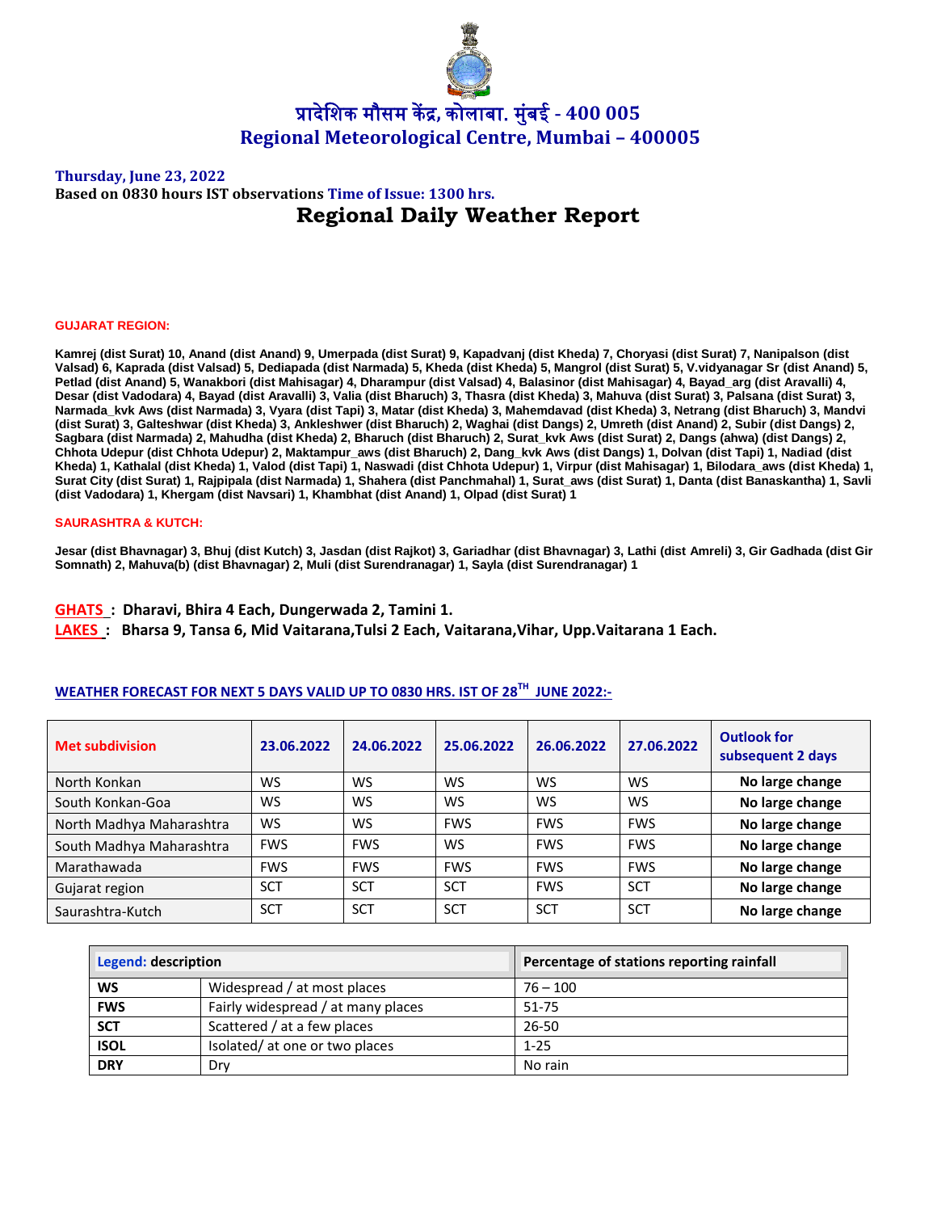# प्रादेशिक मौसम केंद्र, कोलाबा. मुंबई - 400 005
# Regional Meteorological Centre, Mumbai – 400005

**Thursday, June 23, 2022**
**Based on 0830 hours IST observations Time of Issue: 1300 hrs.**

## Regional Daily Weather Report

**GUJARAT REGION:**

**Kamrej (dist Surat) 10, Anand (dist Anand) 9, Umerpada (dist Surat) 9, Kapadvanj (dist Kheda) 7, Choryasi (dist Surat) 7, Nanipalson (dist Valsad) 6, Kaprada (dist Valsad) 5, Dediapada (dist Narmada) 5, Kheda (dist Kheda) 5, Mangrol (dist Surat) 5, V.vidyanagar Sr (dist Anand) 5, Petlad (dist Anand) 5, Wanakbori (dist Mahisagar) 4, Dharampur (dist Valsad) 4, Balasinor (dist Mahisagar) 4, Bayad_arg (dist Aravalli) 4, Desar (dist Vadodara) 4, Bayad (dist Aravalli) 3, Valia (dist Bharuch) 3, Thasra (dist Kheda) 3, Mahuva (dist Surat) 3, Palsana (dist Surat) 3, Narmada_kvk Aws (dist Narmada) 3, Vyara (dist Tapi) 3, Matar (dist Kheda) 3, Mahemdavad (dist Kheda) 3, Netrang (dist Bharuch) 3, Mandvi (dist Surat) 3, Galteshwar (dist Kheda) 3, Ankleshwer (dist Bharuch) 2, Waghai (dist Dangs) 2, Umreth (dist Anand) 2, Subir (dist Dangs) 2, Sagbara (dist Narmada) 2, Mahudha (dist Kheda) 2, Bharuch (dist Bharuch) 2, Surat_kvk Aws (dist Surat) 2, Dangs (ahwa) (dist Dangs) 2, Chhota Udepur (dist Chhota Udepur) 2, Maktampur_aws (dist Bharuch) 2, Dang_kvk Aws (dist Dangs) 1, Dolvan (dist Tapi) 1, Nadiad (dist Kheda) 1, Kathalal (dist Kheda) 1, Valod (dist Tapi) 1, Naswadi (dist Chhota Udepur) 1, Virpur (dist Mahisagar) 1, Bilodara_aws (dist Kheda) 1, Surat City (dist Surat) 1, Rajpipala (dist Narmada) 1, Shahera (dist Panchmahal) 1, Surat_aws (dist Surat) 1, Danta (dist Banaskantha) 1, Savli (dist Vadodara) 1, Khergam (dist Navsari) 1, Khambhat (dist Anand) 1, Olpad (dist Surat) 1**

**SAURASHTRA & KUTCH:**

**Jesar (dist Bhavnagar) 3, Bhuj (dist Kutch) 3, Jasdan (dist Rajkot) 3, Gariadhar (dist Bhavnagar) 3, Lathi (dist Amreli) 3, Gir Gadhada (dist Gir Somnath) 2, Mahuva(b) (dist Bhavnagar) 2, Muli (dist Surendranagar) 1, Sayla (dist Surendranagar) 1**

**GHATS : Dharavi, Bhira 4 Each, Dungerwada 2, Tamini 1.**
**LAKES : Bharsa 9, Tansa 6, Mid Vaitarana,Tulsi 2 Each, Vaitarana,Vihar, Upp.Vaitarana 1 Each.**

**WEATHER FORECAST FOR NEXT 5 DAYS VALID UP TO 0830 HRS. IST OF 28TH JUNE 2022:-**

| Met subdivision | 23.06.2022 | 24.06.2022 | 25.06.2022 | 26.06.2022 | 27.06.2022 | Outlook for subsequent 2 days |
|---|---|---|---|---|---|---|
| North Konkan | WS | WS | WS | WS | WS | No large change |
| South Konkan-Goa | WS | WS | WS | WS | WS | No large change |
| North Madhya Maharashtra | WS | WS | FWS | FWS | FWS | No large change |
| South Madhya Maharashtra | FWS | FWS | WS | FWS | FWS | No large change |
| Marathawada | FWS | FWS | FWS | FWS | FWS | No large change |
| Gujarat region | SCT | SCT | SCT | FWS | SCT | No large change |
| Saurashtra-Kutch | SCT | SCT | SCT | SCT | SCT | No large change |

| Legend: description | | Percentage of stations reporting rainfall |
|---|---|---|
| **WS** | Widespread / at most places | 76 – 100 |
| **FWS** | Fairly widespread / at many places | 51-75 |
| **SCT** | Scattered / at a few places | 26-50 |
| **ISOL** | Isolated/ at one or two places | 1-25 |
| **DRY** | Dry | No rain |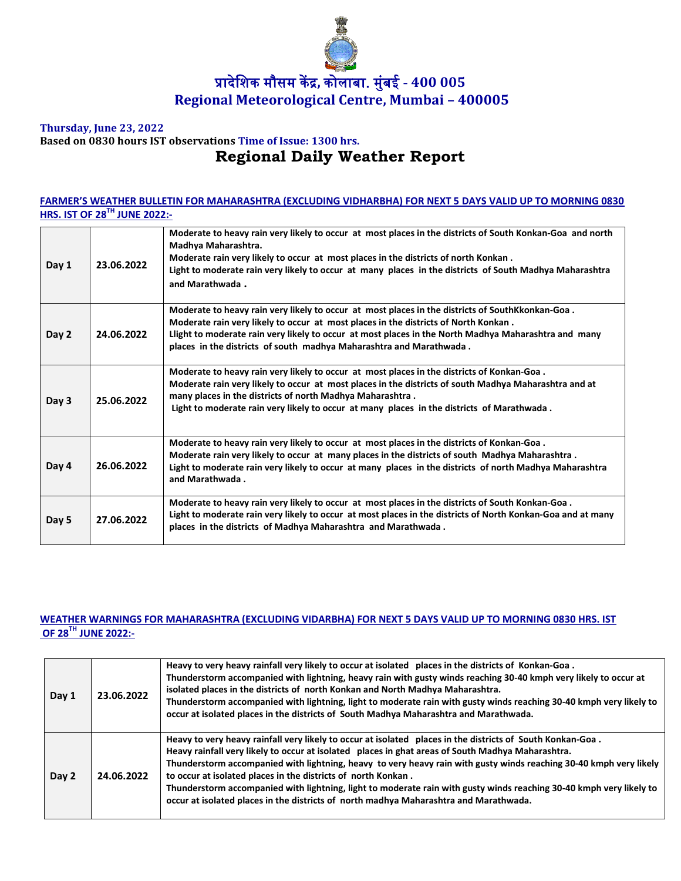# प्रादेशिक मौसम केंद्र, कोलाबा. मुंबई - 400 005
# Regional Meteorological Centre, Mumbai – 400005

**Thursday, June 23, 2022**

**Based on 0830 hours IST observations Time of Issue: 1300 hrs.**

## Regional Daily Weather Report

**FARMER'S WEATHER BULLETIN FOR MAHARASHTRA (EXCLUDING VIDHARBHA) FOR NEXT 5 DAYS VALID UP TO MORNING 0830 HRS. IST OF 28$^{TH}$ JUNE 2022:-**

| | | |
|---|---|---|
| Day 1 | 23.06.2022 | Moderate to heavy rain very likely to occur at most places in the districts of South Konkan-Goa and north Madhya Maharashtra.<br>Moderate rain very likely to occur at most places in the districts of north Konkan .<br>Light to moderate rain very likely to occur at many places in the districts of South Madhya Maharashtra and Marathwada . |
| Day 2 | 24.06.2022 | Moderate to heavy rain very likely to occur at most places in the districts of SouthKkonkan-Goa .<br>Moderate rain very likely to occur at most places in the districts of North Konkan .<br>Llight to moderate rain very likely to occur at most places in the North Madhya Maharashtra and many places in the districts of south madhya Maharashtra and Marathwada . |
| Day 3 | 25.06.2022 | Moderate to heavy rain very likely to occur at most places in the districts of Konkan-Goa .<br>Moderate rain very likely to occur at most places in the districts of south Madhya Maharashtra and at many places in the districts of north Madhya Maharashtra .<br>Light to moderate rain very likely to occur at many places in the districts of Marathwada . |
| Day 4 | 26.06.2022 | Moderate to heavy rain very likely to occur at most places in the districts of Konkan-Goa .<br>Moderate rain very likely to occur at many places in the districts of south Madhya Maharashtra .<br>Light to moderate rain very likely to occur at many places in the districts of north Madhya Maharashtra and Marathwada . |
| Day 5 | 27.06.2022 | Moderate to heavy rain very likely to occur at most places in the districts of South Konkan-Goa .<br>Light to moderate rain very likely to occur at most places in the districts of North Konkan-Goa and at many places in the districts of Madhya Maharashtra and Marathwada . |

**WEATHER WARNINGS FOR MAHARASHTRA (EXCLUDING VIDARBHA) FOR NEXT 5 DAYS VALID UP TO MORNING 0830 HRS. IST OF 28$^{TH}$ JUNE 2022:-**

| | | |
|---|---|---|
| Day 1 | 23.06.2022 | Heavy to very heavy rainfall very likely to occur at isolated places in the districts of Konkan-Goa .<br>Thunderstorm accompanied with lightning, heavy rain with gusty winds reaching 30-40 kmph very likely to occur at isolated places in the districts of north Konkan and North Madhya Maharashtra.<br>Thunderstorm accompanied with lightning, light to moderate rain with gusty winds reaching 30-40 kmph very likely to occur at isolated places in the districts of South Madhya Maharashtra and Marathwada. |
| Day 2 | 24.06.2022 | Heavy to very heavy rainfall very likely to occur at isolated places in the districts of South Konkan-Goa .<br>Heavy rainfall very likely to occur at isolated places in ghat areas of South Madhya Maharashtra.<br>Thunderstorm accompanied with lightning, heavy to very heavy rain with gusty winds reaching 30-40 kmph very likely to occur at isolated places in the districts of north Konkan .<br>Thunderstorm accompanied with lightning, light to moderate rain with gusty winds reaching 30-40 kmph very likely to occur at isolated places in the districts of north madhya Maharashtra and Marathwada. |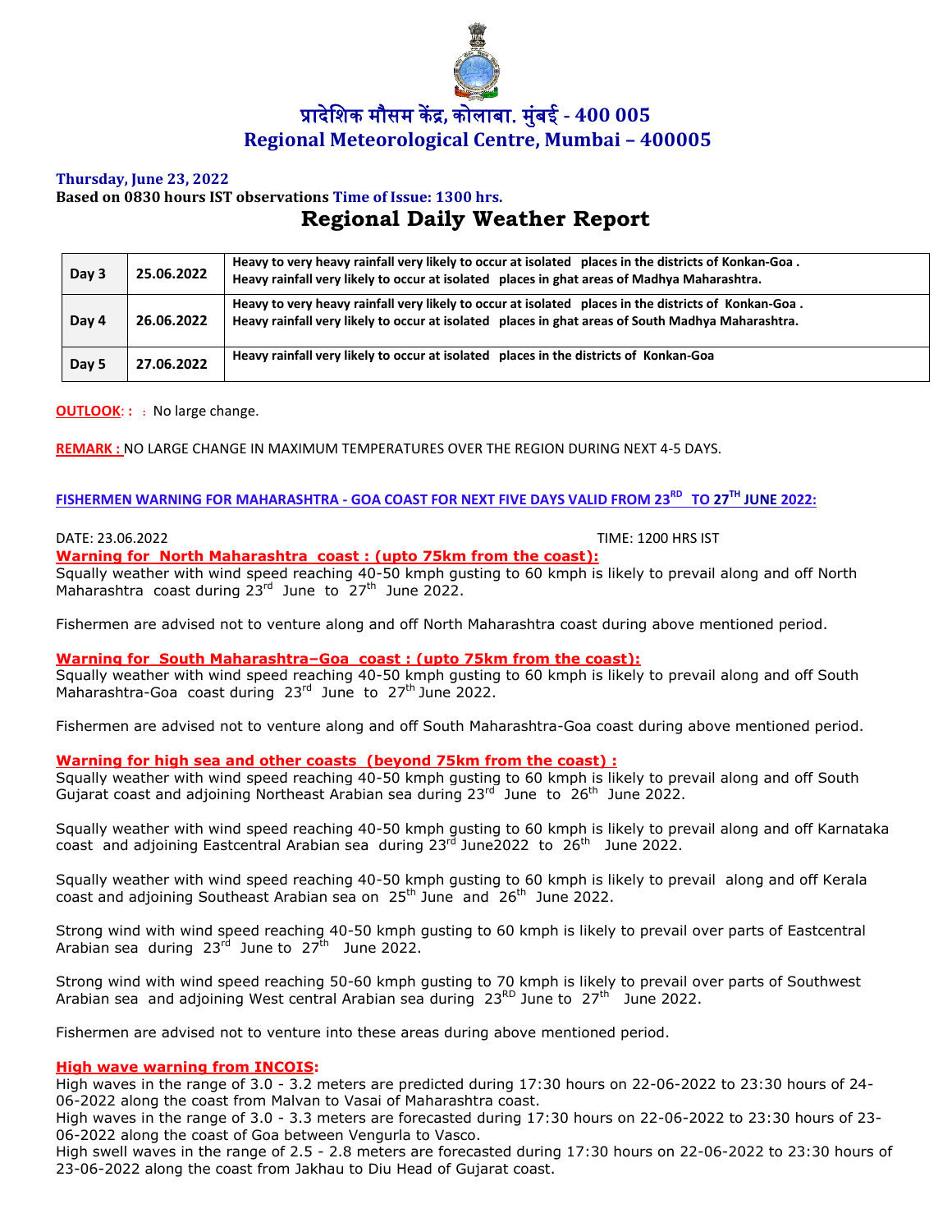# प्रादेशिक मौसम केंद्र, कोलाबा. मुंबई - 400 005
# Regional Meteorological Centre, Mumbai – 400005

**Thursday, June 23, 2022**

**Based on 0830 hours IST observations Time of Issue: 1300 hrs.**

## Regional Daily Weather Report

| Day 3 | 25.06.2022 | Heavy to very heavy rainfall very likely to occur at isolated places in the districts of Konkan-Goa . Heavy rainfall very likely to occur at isolated places in ghat areas of Madhya Maharashtra. |
|---|---|---|
| Day 4 | 26.06.2022 | Heavy to very heavy rainfall very likely to occur at isolated places in the districts of Konkan-Goa . Heavy rainfall very likely to occur at isolated places in ghat areas of South Madhya Maharashtra. |
| Day 5 | 27.06.2022 | Heavy rainfall very likely to occur at isolated places in the districts of Konkan-Goa |

**OUTLOOK**: : : No large change.

**REMARK :** NO LARGE CHANGE IN MAXIMUM TEMPERATURES OVER THE REGION DURING NEXT 4-5 DAYS.

**FISHERMEN WARNING FOR MAHARASHTRA - GOA COAST FOR NEXT FIVE DAYS VALID FROM 23RD TO 27TH JUNE 2022:**

DATE: 23.06.2022 TIME: 1200 HRS IST

**Warning for North Maharashtra coast : (upto 75km from the coast):**

Squally weather with wind speed reaching 40-50 kmph gusting to 60 kmph is likely to prevail along and off North Maharashtra coast during 23rd June to 27th June 2022.

Fishermen are advised not to venture along and off North Maharashtra coast during above mentioned period.

**Warning for South Maharashtra–Goa coast : (upto 75km from the coast):**

Squally weather with wind speed reaching 40-50 kmph gusting to 60 kmph is likely to prevail along and off South Maharashtra-Goa coast during 23rd June to 27th June 2022.

Fishermen are advised not to venture along and off South Maharashtra-Goa coast during above mentioned period.

**Warning for high sea and other coasts (beyond 75km from the coast) :**

Squally weather with wind speed reaching 40-50 kmph gusting to 60 kmph is likely to prevail along and off South Gujarat coast and adjoining Northeast Arabian sea during 23rd June to 26th June 2022.

Squally weather with wind speed reaching 40-50 kmph gusting to 60 kmph is likely to prevail along and off Karnataka coast and adjoining Eastcentral Arabian sea during 23rd June2022 to 26th June 2022.

Squally weather with wind speed reaching 40-50 kmph gusting to 60 kmph is likely to prevail along and off Kerala coast and adjoining Southeast Arabian sea on 25th June and 26th June 2022.

Strong wind with wind speed reaching 40-50 kmph gusting to 60 kmph is likely to prevail over parts of Eastcentral Arabian sea during 23rd June to 27th June 2022.

Strong wind with wind speed reaching 50-60 kmph gusting to 70 kmph is likely to prevail over parts of Southwest Arabian sea and adjoining West central Arabian sea during 23RD June to 27th June 2022.

Fishermen are advised not to venture into these areas during above mentioned period.

**High wave warning from INCOIS:**

High waves in the range of 3.0 - 3.2 meters are predicted during 17:30 hours on 22-06-2022 to 23:30 hours of 24-06-2022 along the coast from Malvan to Vasai of Maharashtra coast.

High waves in the range of 3.0 - 3.3 meters are forecasted during 17:30 hours on 22-06-2022 to 23:30 hours of 23-06-2022 along the coast of Goa between Vengurla to Vasco.

High swell waves in the range of 2.5 - 2.8 meters are forecasted during 17:30 hours on 22-06-2022 to 23:30 hours of 23-06-2022 along the coast from Jakhau to Diu Head of Gujarat coast.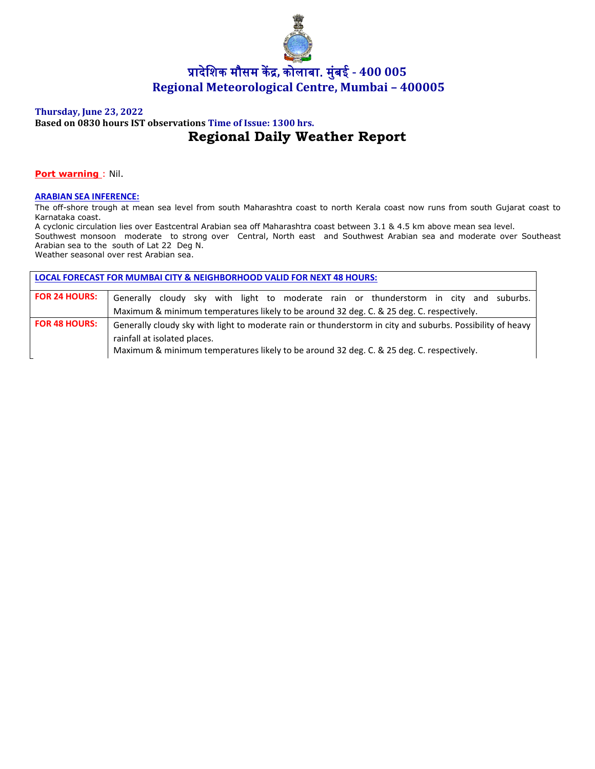# प्रादेशिक मौसम केंद्र, कोलाबा. मुंबई - 400 005
# Regional Meteorological Centre, Mumbai – 400005

**Thursday, June 23, 2022**
**Based on 0830 hours IST observations Time of Issue: 1300 hrs.**

## Regional Daily Weather Report

**Port warning** : Nil.

**ARABIAN SEA INFERENCE:**

The off-shore trough at mean sea level from south Maharashtra coast to north Kerala coast now runs from south Gujarat coast to Karnataka coast.
A cyclonic circulation lies over Eastcentral Arabian sea off Maharashtra coast between 3.1 & 4.5 km above mean sea level.
Southwest monsoon moderate to strong over Central, North east and Southwest Arabian sea and moderate over Southeast Arabian sea to the south of Lat 22 Deg N.
Weather seasonal over rest Arabian sea.

| LOCAL FORECAST FOR MUMBAI CITY & NEIGHBORHOOD VALID FOR NEXT 48 HOURS: | |
|---|---|
| FOR 24 HOURS: | Generally cloudy sky with light to moderate rain or thunderstorm in city and suburbs. Maximum & minimum temperatures likely to be around 32 deg. C. & 25 deg. C. respectively. |
| FOR 48 HOURS: | Generally cloudy sky with light to moderate rain or thunderstorm in city and suburbs. Possibility of heavy rainfall at isolated places. Maximum & minimum temperatures likely to be around 32 deg. C. & 25 deg. C. respectively. |